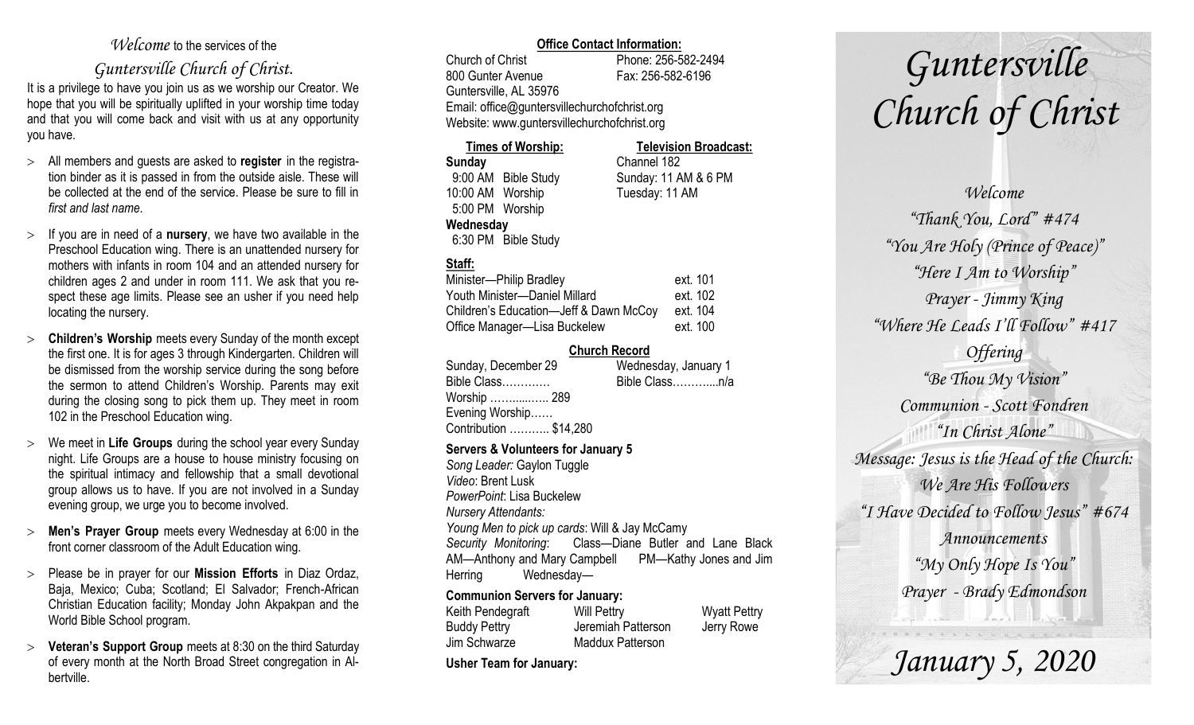*Welcome* to the services of the

*Guntersville Church of Christ.*

It is a privilege to have you join us as we worship our Creator. We hope that you will be spiritually uplifted in your worship time today and that you will come back and visit with us at any opportunity you have.

- All members and guests are asked to **register** in the registration binder as it is passed in from the outside aisle. These will be collected at the end of the service. Please be sure to fill in *first and last name*.
- If you are in need of a **nursery**, we have two available in the Preschool Education wing. There is an unattended nursery for mothers with infants in room 104 and an attended nursery for children ages 2 and under in room 111. We ask that you respect these age limits. Please see an usher if you need help locating the nursery.
- **Children's Worship** meets every Sunday of the month except the first one. It is for ages 3 through Kindergarten. Children will be dismissed from the worship service during the song before the sermon to attend Children's Worship. Parents may exit during the closing song to pick them up. They meet in room 102 in the Preschool Education wing.
- We meet in **Life Groups** during the school year every Sunday night. Life Groups are a house to house ministry focusing on the spiritual intimacy and fellowship that a small devotional group allows us to have. If you are not involved in a Sunday evening group, we urge you to become involved.
- **Men's Prayer Group** meets every Wednesday at 6:00 in the front corner classroom of the Adult Education wing.
- Please be in prayer for our **Mission Efforts** in Diaz Ordaz, Baja, Mexico; Cuba; Scotland; El Salvador; French-African Christian Education facility; Monday John Akpakpan and the World Bible School program.
- **Veteran's Support Group** meets at 8:30 on the third Saturday of every month at the North Broad Street congregation in Albertville.

**Office Contact Information:**

Church of Christ — Phone: 256-582-2494
800 Gunter Avenue — Fax: 256-582-6196
Guntersville, AL 35976
Email: office@guntersvillechurchofchrist.org
Website: www.guntersvillechurchofchrist.org

**Times of Worship:**

**Sunday**
9:00 AM Bible Study
10:00 AM Worship
5:00 PM Worship
**Wednesday**
6:30 PM Bible Study

**Television Broadcast:**

Channel 182
Sunday: 11 AM & 6 PM
Tuesday: 11 AM

**Staff:**

| | |
|---|---|
| Minister—Philip Bradley | ext. 101 |
| Youth Minister—Daniel Millard | ext. 102 |
| Children's Education—Jeff & Dawn McCoy | ext. 104 |
| Office Manager—Lisa Buckelew | ext. 100 |

**Church Record**

| Sunday, December 29 | Wednesday, January 1 |
|---|---|
| Bible Class………… | Bible Class………...n/a |
| Worship ……...…… 289 | |
| Evening Worship…… | |
| Contribution ……….. $14,280 | |

**Servers & Volunteers for January 5**

*Song Leader:* Gaylon Tuggle
*Video*: Brent Lusk
*PowerPoint*: Lisa Buckelew
*Nursery Attendants:*
*Young Men to pick up cards*: Will & Jay McCamy
*Security Monitoring*: Class—Diane Butler and Lane Black AM—Anthony and Mary Campbell PM—Kathy Jones and Jim Herring Wednesday—

**Communion Servers for January:**

| | | |
|---|---|---|
| Keith Pendegraft | Will Pettry | Wyatt Pettry |
| Buddy Pettry | Jeremiah Patterson | Jerry Rowe |
| Jim Schwarze | Maddux Patterson | |

**Usher Team for January:**

# *Guntersville Church of Christ*

*Welcome*
*"Thank You, Lord" #474*
*"You Are Holy (Prince of Peace)"*
*"Here I Am to Worship"*
*Prayer - Jimmy King*
*"Where He Leads I'll Follow" #417*
*Offering*
*"Be Thou My Vision"*
*Communion - Scott Fondren*
*"In Christ Alone"*
*Message: Jesus is the Head of the Church: We Are His Followers*
*"I Have Decided to Follow Jesus" #674*
*Announcements*
*"My Only Hope Is You"*
*Prayer - Brady Edmondson*

*January 5, 2020*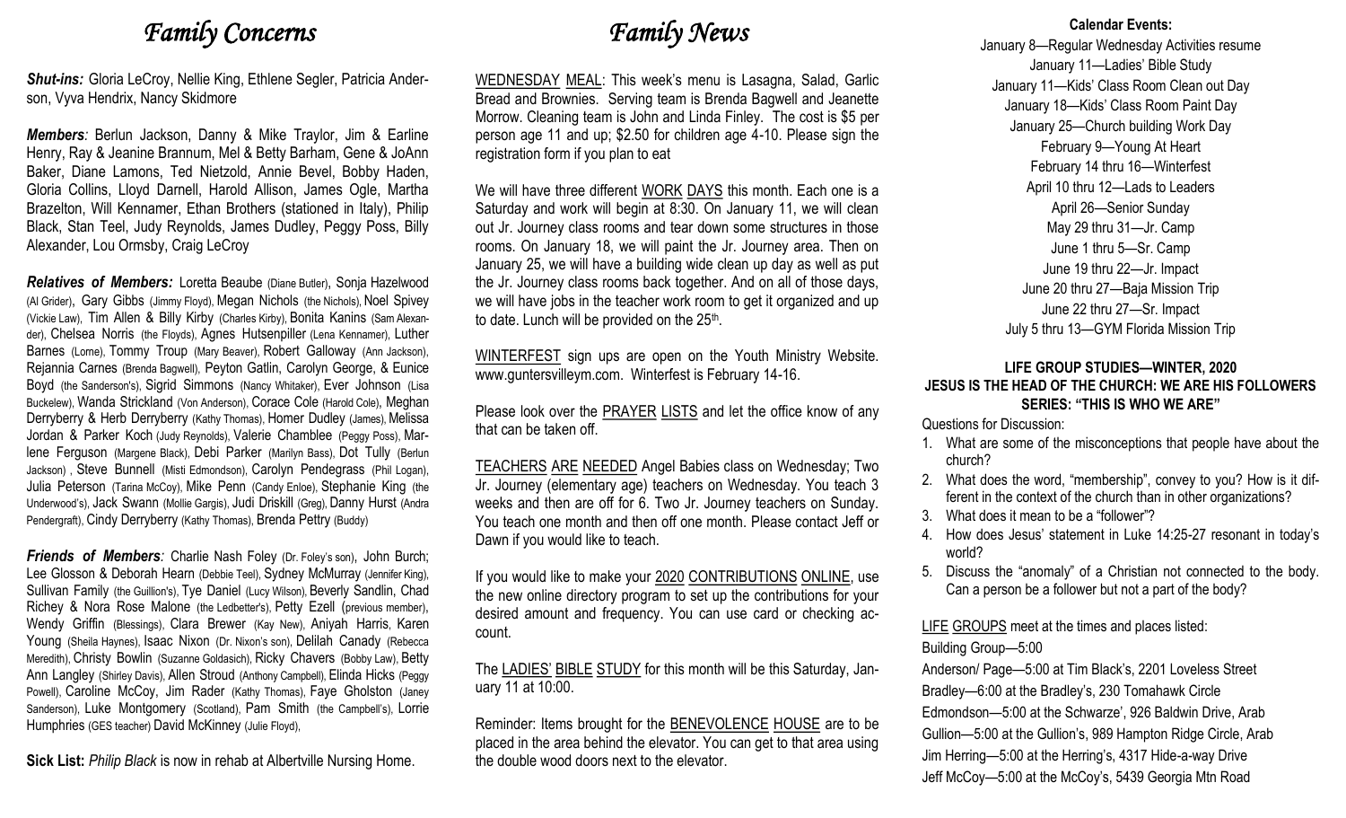# Family Concerns

***Shut-ins:*** Gloria LeCroy, Nellie King, Ethlene Segler, Patricia Anderson, Vyva Hendrix, Nancy Skidmore

***Members:*** Berlun Jackson, Danny & Mike Traylor, Jim & Earline Henry, Ray & Jeanine Brannum, Mel & Betty Barham, Gene & JoAnn Baker, Diane Lamons, Ted Nietzold, Annie Bevel, Bobby Haden, Gloria Collins, Lloyd Darnell, Harold Allison, James Ogle, Martha Brazelton, Will Kennamer, Ethan Brothers (stationed in Italy), Philip Black, Stan Teel, Judy Reynolds, James Dudley, Peggy Poss, Billy Alexander, Lou Ormsby, Craig LeCroy

***Relatives of Members:*** Loretta Beaube (Diane Butler), Sonja Hazelwood (Al Grider), Gary Gibbs (Jimmy Floyd), Megan Nichols (the Nichols), Noel Spivey (Vickie Law), Tim Allen & Billy Kirby (Charles Kirby), Bonita Kanins (Sam Alexander), Chelsea Norris (the Floyds), Agnes Hutsenpiller (Lena Kennamer), Luther Barnes (Lorne), Tommy Troup (Mary Beaver), Robert Galloway (Ann Jackson), Rejannia Carnes (Brenda Bagwell), Peyton Gatlin, Carolyn George, & Eunice Boyd (the Sanderson's), Sigrid Simmons (Nancy Whitaker), Ever Johnson (Lisa Buckelew), Wanda Strickland (Von Anderson), Corace Cole (Harold Cole), Meghan Derryberry & Herb Derryberry (Kathy Thomas), Homer Dudley (James), Melissa Jordan & Parker Koch (Judy Reynolds), Valerie Chamblee (Peggy Poss), Marlene Ferguson (Margene Black), Debi Parker (Marilyn Bass), Dot Tully (Berlun Jackson) , Steve Bunnell (Misti Edmondson), Carolyn Pendegrass (Phil Logan), Julia Peterson (Tarina McCoy), Mike Penn (Candy Enloe), Stephanie King (the Underwood's), Jack Swann (Mollie Gargis), Judi Driskill (Greg), Danny Hurst (Andra Pendergraft), Cindy Derryberry (Kathy Thomas), Brenda Pettry (Buddy)

***Friends of Members:*** Charlie Nash Foley (Dr. Foley's son), John Burch; Lee Glosson & Deborah Hearn (Debbie Teel), Sydney McMurray (Jennifer King), Sullivan Family (the Guillion's), Tye Daniel (Lucy Wilson), Beverly Sandlin, Chad Richey & Nora Rose Malone (the Ledbetter's), Petty Ezell (previous member), Wendy Griffin (Blessings), Clara Brewer (Kay New), Aniyah Harris, Karen Young (Sheila Haynes), Isaac Nixon (Dr. Nixon's son), Delilah Canady (Rebecca Meredith), Christy Bowlin (Suzanne Goldasich), Ricky Chavers (Bobby Law), Betty Ann Langley (Shirley Davis), Allen Stroud (Anthony Campbell), Elinda Hicks (Peggy Powell), Caroline McCoy, Jim Rader (Kathy Thomas), Faye Gholston (Janey Sanderson), Luke Montgomery (Scotland), Pam Smith (the Campbell's), Lorrie Humphries (GES teacher) David McKinney (Julie Floyd),

**Sick List:** *Philip Black is now in rehab at Albertville Nursing Home.*

# Family News

WEDNESDAY MEAL: This week's menu is Lasagna, Salad, Garlic Bread and Brownies. Serving team is Brenda Bagwell and Jeanette Morrow. Cleaning team is John and Linda Finley. The cost is $5 per person age 11 and up; $2.50 for children age 4-10. Please sign the registration form if you plan to eat

We will have three different WORK DAYS this month. Each one is a Saturday and work will begin at 8:30. On January 11, we will clean out Jr. Journey class rooms and tear down some structures in those rooms. On January 18, we will paint the Jr. Journey area. Then on January 25, we will have a building wide clean up day as well as put the Jr. Journey class rooms back together. And on all of those days, we will have jobs in the teacher work room to get it organized and up to date. Lunch will be provided on the 25th.

WINTERFEST sign ups are open on the Youth Ministry Website. www.guntersvilleym.com. Winterfest is February 14-16.

Please look over the PRAYER LISTS and let the office know of any that can be taken off.

TEACHERS ARE NEEDED Angel Babies class on Wednesday; Two Jr. Journey (elementary age) teachers on Wednesday. You teach 3 weeks and then are off for 6. Two Jr. Journey teachers on Sunday. You teach one month and then off one month. Please contact Jeff or Dawn if you would like to teach.

If you would like to make your 2020 CONTRIBUTIONS ONLINE, use the new online directory program to set up the contributions for your desired amount and frequency. You can use card or checking account.

The LADIES' BIBLE STUDY for this month will be this Saturday, January 11 at 10:00.

Reminder: Items brought for the BENEVOLENCE HOUSE are to be placed in the area behind the elevator. You can get to that area using the double wood doors next to the elevator.

**Calendar Events:**

January 8—Regular Wednesday Activities resume
January 11—Ladies' Bible Study
January 11—Kids' Class Room Clean out Day
January 18—Kids' Class Room Paint Day
January 25—Church building Work Day
February 9—Young At Heart
February 14 thru 16—Winterfest
April 10 thru 12—Lads to Leaders
April 26—Senior Sunday
May 29 thru 31—Jr. Camp
June 1 thru 5—Sr. Camp
June 19 thru 22—Jr. Impact
June 20 thru 27—Baja Mission Trip
June 22 thru 27—Sr. Impact
July 5 thru 13—GYM Florida Mission Trip

**LIFE GROUP STUDIES—WINTER, 2020**
**JESUS IS THE HEAD OF THE CHURCH: WE ARE HIS FOLLOWERS**
**SERIES: "THIS IS WHO WE ARE"**

Questions for Discussion:

1. What are some of the misconceptions that people have about the church?
2. What does the word, "membership", convey to you? How is it different in the context of the church than in other organizations?
3. What does it mean to be a "follower"?
4. How does Jesus' statement in Luke 14:25-27 resonant in today's world?
5. Discuss the "anomaly" of a Christian not connected to the body. Can a person be a follower but not a part of the body?

LIFE GROUPS meet at the times and places listed:

Building Group—5:00
Anderson/ Page—5:00 at Tim Black's, 2201 Loveless Street
Bradley—6:00 at the Bradley's, 230 Tomahawk Circle
Edmondson—5:00 at the Schwarze', 926 Baldwin Drive, Arab
Gullion—5:00 at the Gullion's, 989 Hampton Ridge Circle, Arab
Jim Herring—5:00 at the Herring's, 4317 Hide-a-way Drive
Jeff McCoy—5:00 at the McCoy's, 5439 Georgia Mtn Road